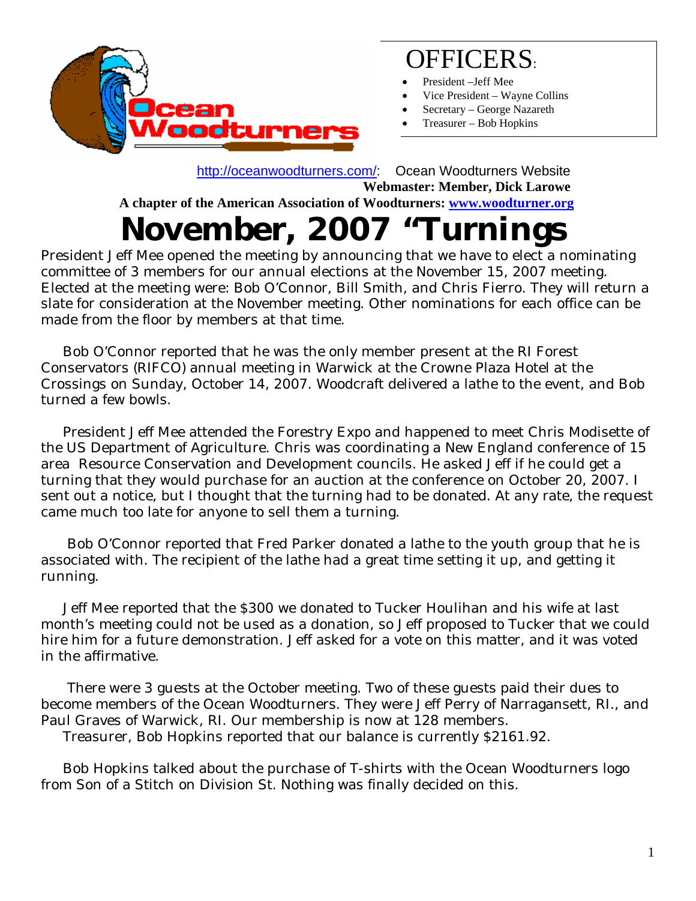# OFFICERS:

- President –Jeff Mee
- Vice President – Wayne Collins
- Secretary – George Nazareth
- Treasurer – Bob Hopkins

http://oceanwoodturners.com/: Ocean Woodturners Website

**Webmaster: Member, Dick Larowe**

**A chapter of the American Association of Woodturners: www.woodturner.org**

# November, 2007 "Turnings

President Jeff Mee opened the meeting by announcing that we have to elect a nominating committee of 3 members for our annual elections at the November 15, 2007 meeting. Elected at the meeting were: Bob O'Connor, Bill Smith, and Chris Fierro. They will return a slate for consideration at the November meeting. Other nominations for each office can be made from the floor by members at that time.

Bob O'Connor reported that he was the only member present at the RI Forest Conservators (RIFCO) annual meeting in Warwick at the Crowne Plaza Hotel at the Crossings on Sunday, October 14, 2007. Woodcraft delivered a lathe to the event, and Bob turned a few bowls.

President Jeff Mee attended the Forestry Expo and happened to meet Chris Modisette of the US Department of Agriculture. Chris was coordinating a New England conference of 15 area Resource Conservation and Development councils. He asked Jeff if he could get a turning that they would purchase for an auction at the conference on October 20, 2007. I sent out a notice, but I thought that the turning had to be donated. At any rate, the request came much too late for anyone to sell them a turning.

Bob O'Connor reported that Fred Parker donated a lathe to the youth group that he is associated with. The recipient of the lathe had a great time setting it up, and getting it running.

Jeff Mee reported that the $300 we donated to Tucker Houlihan and his wife at last month's meeting could not be used as a donation, so Jeff proposed to Tucker that we could hire him for a future demonstration. Jeff asked for a vote on this matter, and it was voted in the affirmative.

There were 3 guests at the October meeting. Two of these guests paid their dues to become members of the Ocean Woodturners. They were Jeff Perry of Narragansett, RI., and Paul Graves of Warwick, RI. Our membership is now at 128 members.

Treasurer, Bob Hopkins reported that our balance is currently $2161.92.

Bob Hopkins talked about the purchase of T-shirts with the Ocean Woodturners logo from Son of a Stitch on Division St. Nothing was finally decided on this.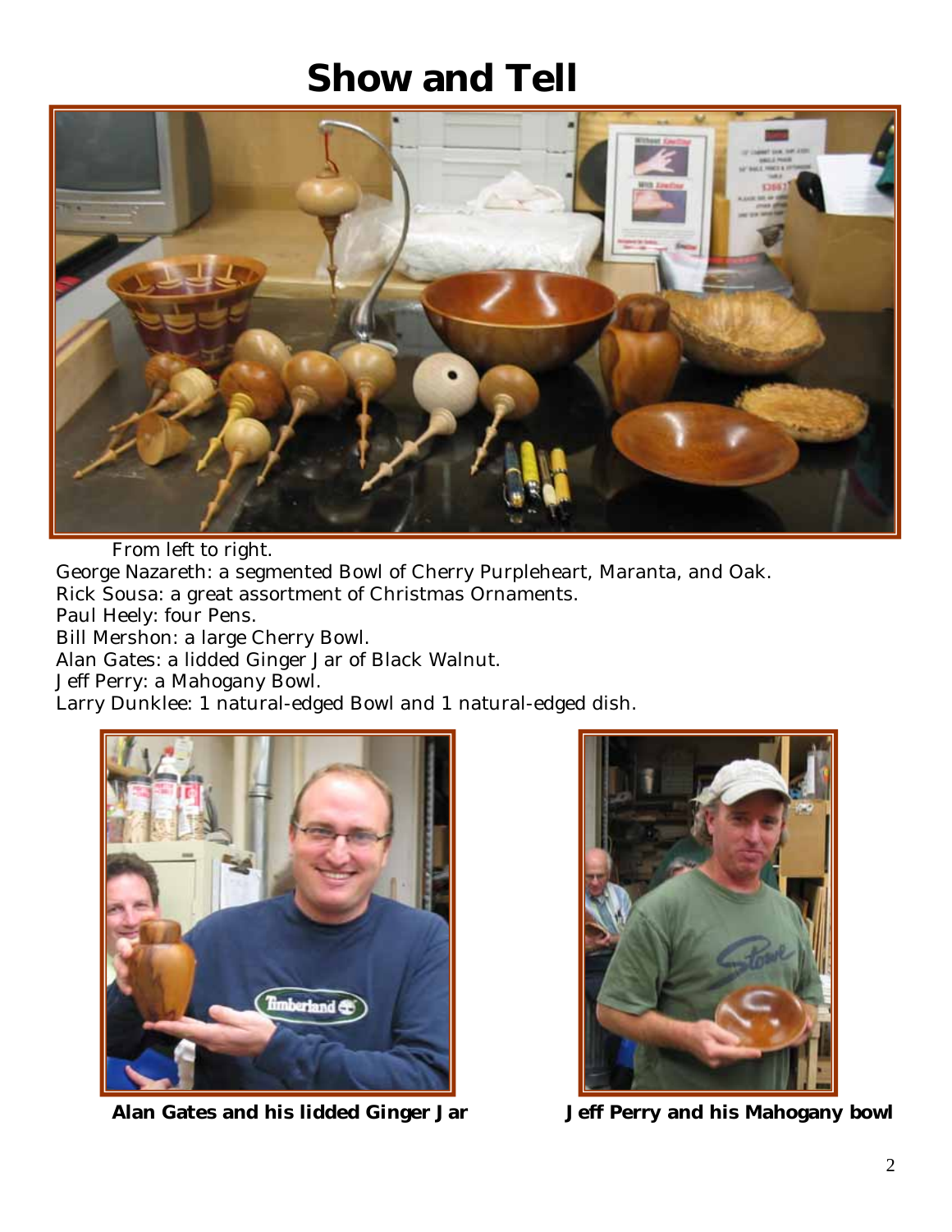# Show and Tell

From left to right.

George Nazareth: a segmented Bowl of Cherry Purpleheart, Maranta, and Oak.
Rick Sousa: a great assortment of Christmas Ornaments.
Paul Heely: four Pens.
Bill Mershon: a large Cherry Bowl.
Alan Gates: a lidded Ginger Jar of Black Walnut.
Jeff Perry: a Mahogany Bowl.
Larry Dunklee: 1 natural-edged Bowl and 1 natural-edged dish.

**Alan Gates and his lidded Ginger Jar**

**Jeff Perry and his Mahogany bowl**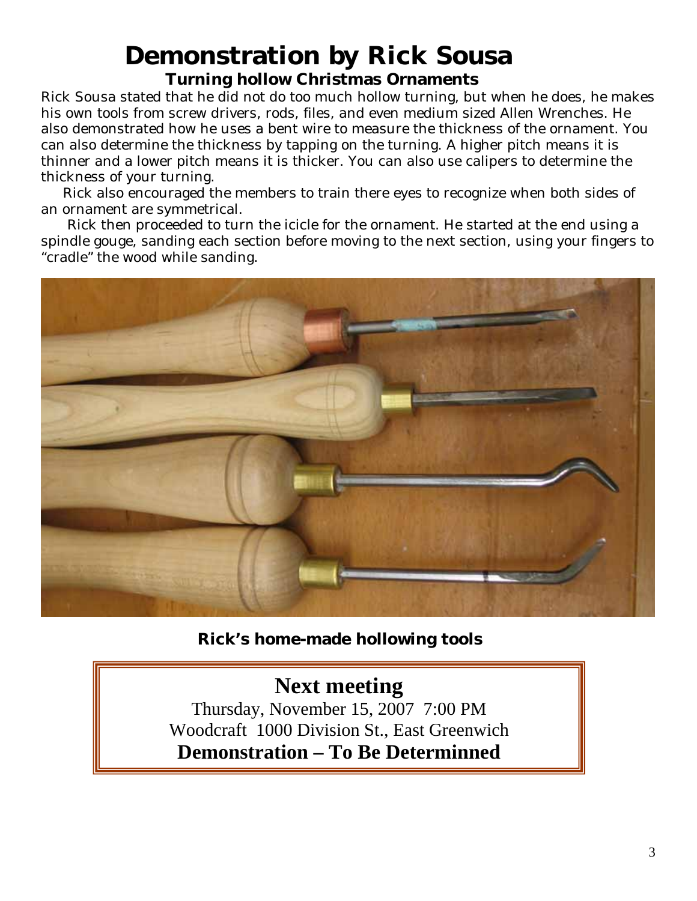# Demonstration by Rick Sousa

## Turning hollow Christmas Ornaments

Rick Sousa stated that he did not do too much hollow turning, but when he does, he makes his own tools from screw drivers, rods, files, and even medium sized Allen Wrenches. He also demonstrated how he uses a bent wire to measure the thickness of the ornament. You can also determine the thickness by tapping on the turning. A higher pitch means it is thinner and a lower pitch means it is thicker. You can also use calipers to determine the thickness of your turning.

Rick also encouraged the members to train there eyes to recognize when both sides of an ornament are symmetrical.

Rick then proceeded to turn the icicle for the ornament. He started at the end using a spindle gouge, sanding each section before moving to the next section, using your fingers to "cradle" the wood while sanding.

**Rick's home-made hollowing tools**

## Next meeting

Thursday, November 15, 2007 7:00 PM
Woodcraft 1000 Division St., East Greenwich
**Demonstration – To Be Determinned**